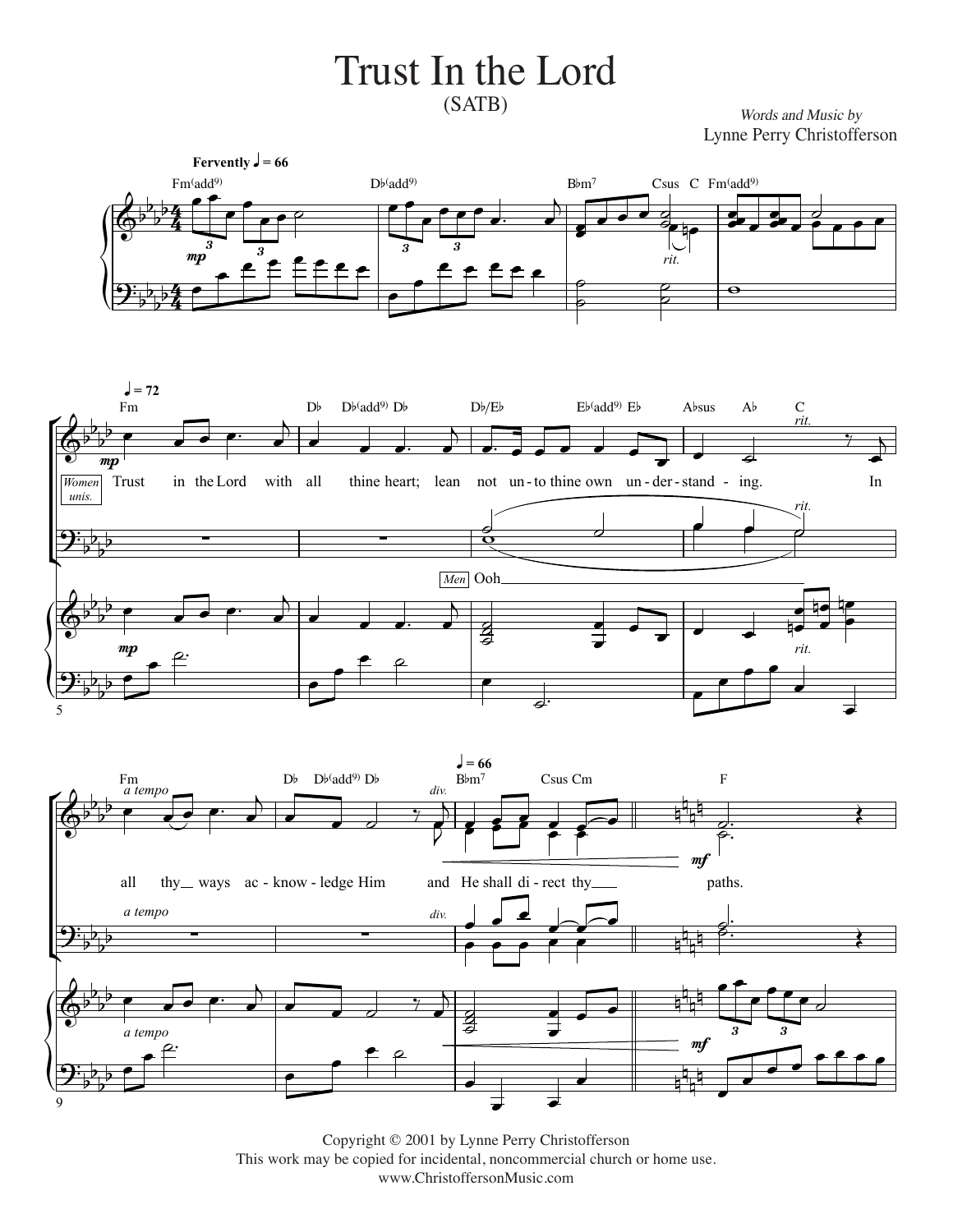# Trust In the Lord

(SATB)

*Words and Music by*
Lynne Perry Christofferson

Copyright © 2001 by Lynne Perry Christofferson
This work may be copied for incidental, noncommercial church or home use.
www.ChristoffersonMusic.com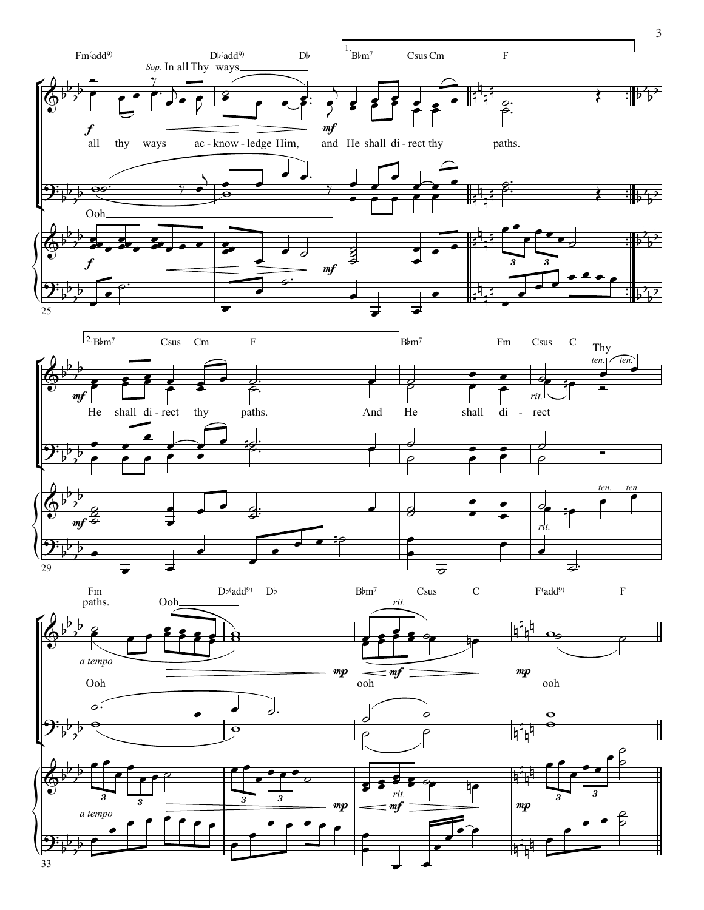Fm(add9) D♭(add9) D♭ 1. B♭m7 Csus Cm F

*Sop.* In all Thy ways

*f* *mf*

all thy ways ac - know - ledge Him, and He shall di - rect thy paths.

Ooh

25

2. B♭m7 Csus Cm F B♭m7 Fm Csus C

Thy *ten.* *ten.*

*mf* *rit.*

He shall di - rect thy paths. And He shall di - rect

29

Fm D♭(add9) D♭ B♭m7 Csus C F(add9) F

paths. Ooh *rit.*

*a tempo* *mp* *mf* *mp*

Ooh ooh ooh

33